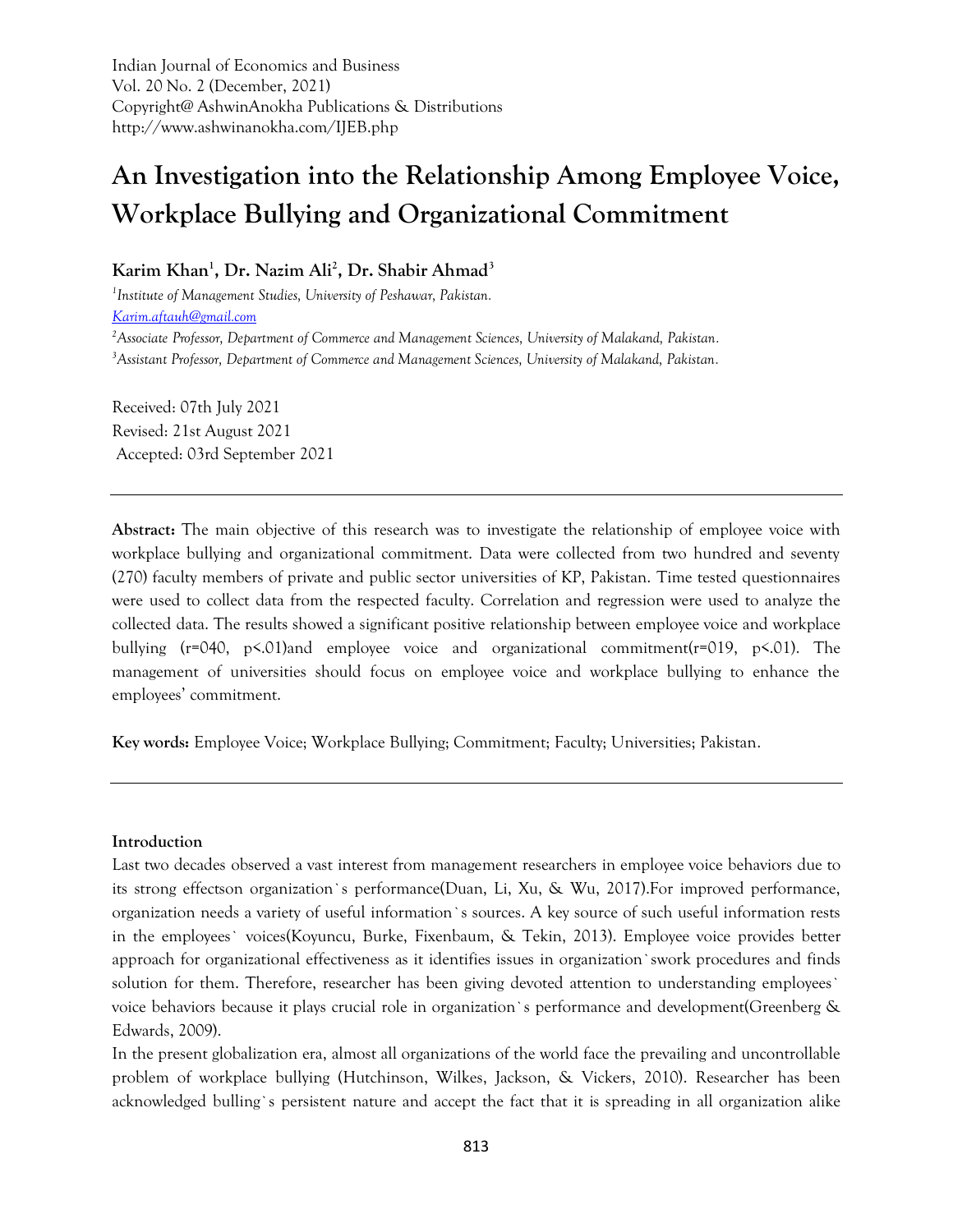Indian Journal of Economics and Business
Vol. 20 No. 2 (December, 2021)
Copyright@ AshwinAnokha Publications & Distributions
http://www.ashwinanokha.com/IJEB.php

# An Investigation into the Relationship Among Employee Voice, Workplace Bullying and Organizational Commitment

**Karim Khan[1], Dr. Nazim Ali[2], Dr. Shabir Ahmad[3]**

[1]*Institute of Management Studies, University of Peshawar, Pakistan.*
*Karim.aftauh@gmail.com*
[2]*Associate Professor, Department of Commerce and Management Sciences, University of Malakand, Pakistan.*
[3]*Assistant Professor, Department of Commerce and Management Sciences, University of Malakand, Pakistan.*

Received: 07th July 2021
Revised: 21st August 2021
Accepted: 03rd September 2021

---

**Abstract:** The main objective of this research was to investigate the relationship of employee voice with workplace bullying and organizational commitment. Data were collected from two hundred and seventy (270) faculty members of private and public sector universities of KP, Pakistan. Time tested questionnaires were used to collect data from the respected faculty. Correlation and regression were used to analyze the collected data. The results showed a significant positive relationship between employee voice and workplace bullying ($r$=040, $p$<.01)and employee voice and organizational commitment($r$=019, $p$<.01). The management of universities should focus on employee voice and workplace bullying to enhance the employees' commitment.

**Key words:** Employee Voice; Workplace Bullying; Commitment; Faculty; Universities; Pakistan.

---

#### Introduction

Last two decades observed a vast interest from management researchers in employee voice behaviors due to its strong effectson organization`s performance(Duan, Li, Xu, & Wu, 2017).For improved performance, organization needs a variety of useful information`s sources. A key source of such useful information rests in the employees` voices(Koyuncu, Burke, Fixenbaum, & Tekin, 2013). Employee voice provides better approach for organizational effectiveness as it identifies issues in organization`swork procedures and finds solution for them. Therefore, researcher has been giving devoted attention to understanding employees` voice behaviors because it plays crucial role in organization`s performance and development(Greenberg & Edwards, 2009).

In the present globalization era, almost all organizations of the world face the prevailing and uncontrollable problem of workplace bullying (Hutchinson, Wilkes, Jackson, & Vickers, 2010). Researcher has been acknowledged bulling`s persistent nature and accept the fact that it is spreading in all organization alike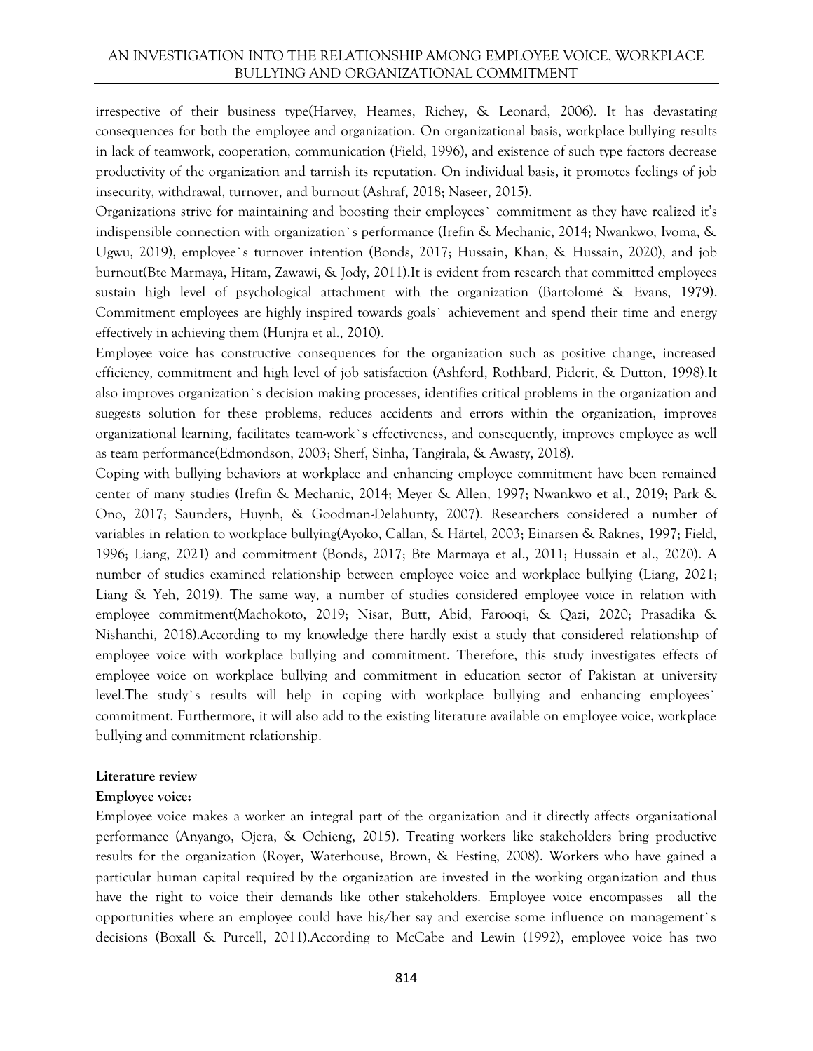irrespective of their business type(Harvey, Heames, Richey, & Leonard, 2006). It has devastating consequences for both the employee and organization. On organizational basis, workplace bullying results in lack of teamwork, cooperation, communication (Field, 1996), and existence of such type factors decrease productivity of the organization and tarnish its reputation. On individual basis, it promotes feelings of job insecurity, withdrawal, turnover, and burnout (Ashraf, 2018; Naseer, 2015).

Organizations strive for maintaining and boosting their employees` commitment as they have realized it's indispensible connection with organization`s performance (Irefin & Mechanic, 2014; Nwankwo, Ivoma, & Ugwu, 2019), employee`s turnover intention (Bonds, 2017; Hussain, Khan, & Hussain, 2020), and job burnout(Bte Marmaya, Hitam, Zawawi, & Jody, 2011).It is evident from research that committed employees sustain high level of psychological attachment with the organization (Bartolomé & Evans, 1979). Commitment employees are highly inspired towards goals` achievement and spend their time and energy effectively in achieving them (Hunjra et al., 2010).

Employee voice has constructive consequences for the organization such as positive change, increased efficiency, commitment and high level of job satisfaction (Ashford, Rothbard, Piderit, & Dutton, 1998).It also improves organization`s decision making processes, identifies critical problems in the organization and suggests solution for these problems, reduces accidents and errors within the organization, improves organizational learning, facilitates team-work`s effectiveness, and consequently, improves employee as well as team performance(Edmondson, 2003; Sherf, Sinha, Tangirala, & Awasty, 2018).

Coping with bullying behaviors at workplace and enhancing employee commitment have been remained center of many studies (Irefin & Mechanic, 2014; Meyer & Allen, 1997; Nwankwo et al., 2019; Park & Ono, 2017; Saunders, Huynh, & Goodman-Delahunty, 2007). Researchers considered a number of variables in relation to workplace bullying(Ayoko, Callan, & Härtel, 2003; Einarsen & Raknes, 1997; Field, 1996; Liang, 2021) and commitment (Bonds, 2017; Bte Marmaya et al., 2011; Hussain et al., 2020). A number of studies examined relationship between employee voice and workplace bullying (Liang, 2021; Liang & Yeh, 2019). The same way, a number of studies considered employee voice in relation with employee commitment(Machokoto, 2019; Nisar, Butt, Abid, Farooqi, & Qazi, 2020; Prasadika & Nishanthi, 2018).According to my knowledge there hardly exist a study that considered relationship of employee voice with workplace bullying and commitment. Therefore, this study investigates effects of employee voice on workplace bullying and commitment in education sector of Pakistan at university level.The study`s results will help in coping with workplace bullying and enhancing employees` commitment. Furthermore, it will also add to the existing literature available on employee voice, workplace bullying and commitment relationship.

## Literature review

### Employee voice:

Employee voice makes a worker an integral part of the organization and it directly affects organizational performance (Anyango, Ojera, & Ochieng, 2015). Treating workers like stakeholders bring productive results for the organization (Royer, Waterhouse, Brown, & Festing, 2008). Workers who have gained a particular human capital required by the organization are invested in the working organization and thus have the right to voice their demands like other stakeholders. Employee voice encompasses all the opportunities where an employee could have his/her say and exercise some influence on management`s decisions (Boxall & Purcell, 2011).According to McCabe and Lewin (1992), employee voice has two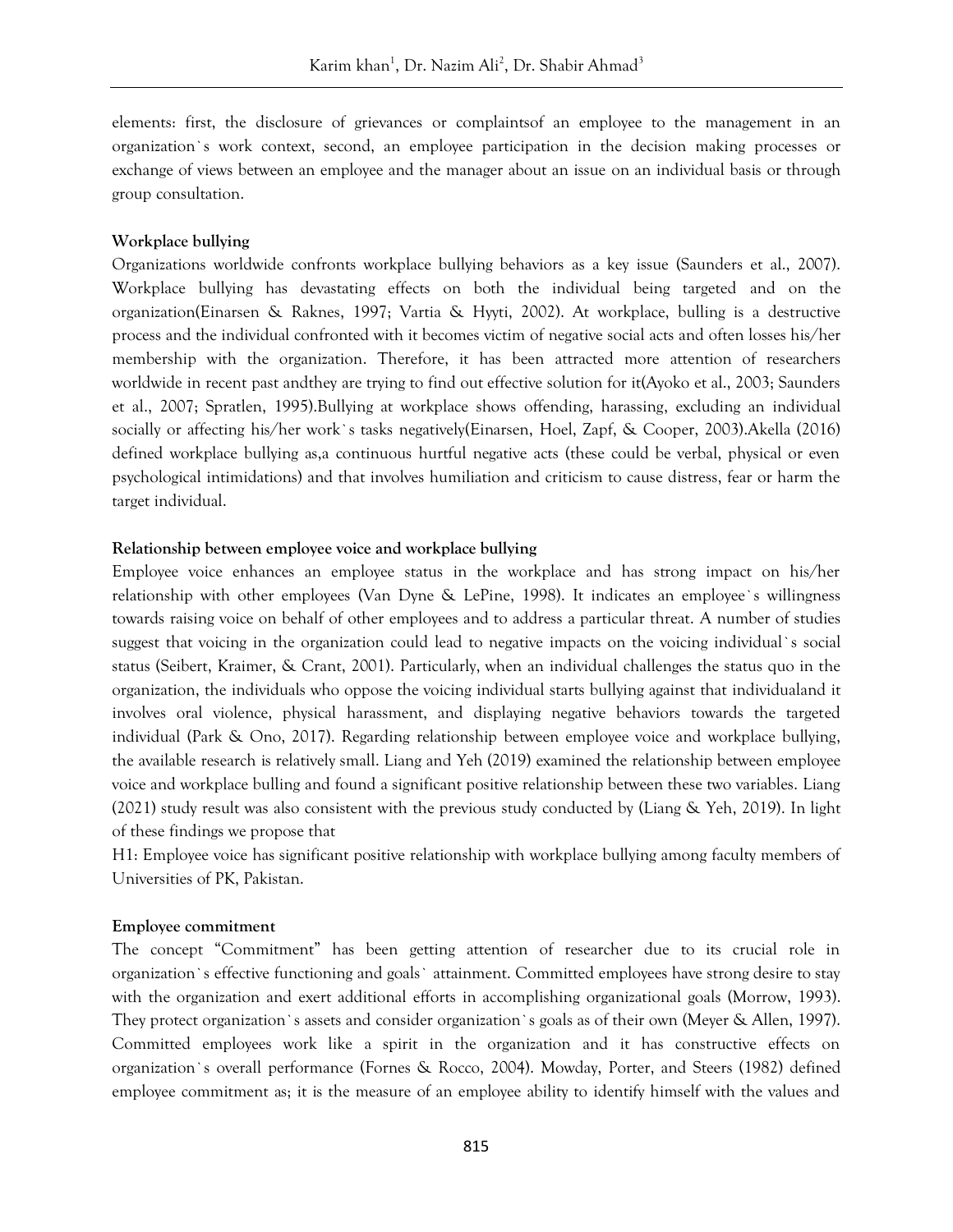elements: first, the disclosure of grievances or complaintsof an employee to the management in an organization`s work context, second, an employee participation in the decision making processes or exchange of views between an employee and the manager about an issue on an individual basis or through group consultation.

**Workplace bullying**

Organizations worldwide confronts workplace bullying behaviors as a key issue (Saunders et al., 2007). Workplace bullying has devastating effects on both the individual being targeted and on the organization(Einarsen & Raknes, 1997; Vartia & Hyyti, 2002). At workplace, bulling is a destructive process and the individual confronted with it becomes victim of negative social acts and often losses his/her membership with the organization. Therefore, it has been attracted more attention of researchers worldwide in recent past andthey are trying to find out effective solution for it(Ayoko et al., 2003; Saunders et al., 2007; Spratlen, 1995).Bullying at workplace shows offending, harassing, excluding an individual socially or affecting his/her work`s tasks negatively(Einarsen, Hoel, Zapf, & Cooper, 2003).Akella (2016) defined workplace bullying as,a continuous hurtful negative acts (these could be verbal, physical or even psychological intimidations) and that involves humiliation and criticism to cause distress, fear or harm the target individual.

**Relationship between employee voice and workplace bullying**

Employee voice enhances an employee status in the workplace and has strong impact on his/her relationship with other employees (Van Dyne & LePine, 1998). It indicates an employee`s willingness towards raising voice on behalf of other employees and to address a particular threat. A number of studies suggest that voicing in the organization could lead to negative impacts on the voicing individual`s social status (Seibert, Kraimer, & Crant, 2001). Particularly, when an individual challenges the status quo in the organization, the individuals who oppose the voicing individual starts bullying against that individualand it involves oral violence, physical harassment, and displaying negative behaviors towards the targeted individual (Park & Ono, 2017). Regarding relationship between employee voice and workplace bullying, the available research is relatively small. Liang and Yeh (2019) examined the relationship between employee voice and workplace bulling and found a significant positive relationship between these two variables. Liang (2021) study result was also consistent with the previous study conducted by (Liang & Yeh, 2019). In light of these findings we propose that

H1: Employee voice has significant positive relationship with workplace bullying among faculty members of Universities of PK, Pakistan.

**Employee commitment**

The concept "Commitment" has been getting attention of researcher due to its crucial role in organization`s effective functioning and goals` attainment. Committed employees have strong desire to stay with the organization and exert additional efforts in accomplishing organizational goals (Morrow, 1993). They protect organization`s assets and consider organization`s goals as of their own (Meyer & Allen, 1997). Committed employees work like a spirit in the organization and it has constructive effects on organization`s overall performance (Fornes & Rocco, 2004). Mowday, Porter, and Steers (1982) defined employee commitment as; it is the measure of an employee ability to identify himself with the values and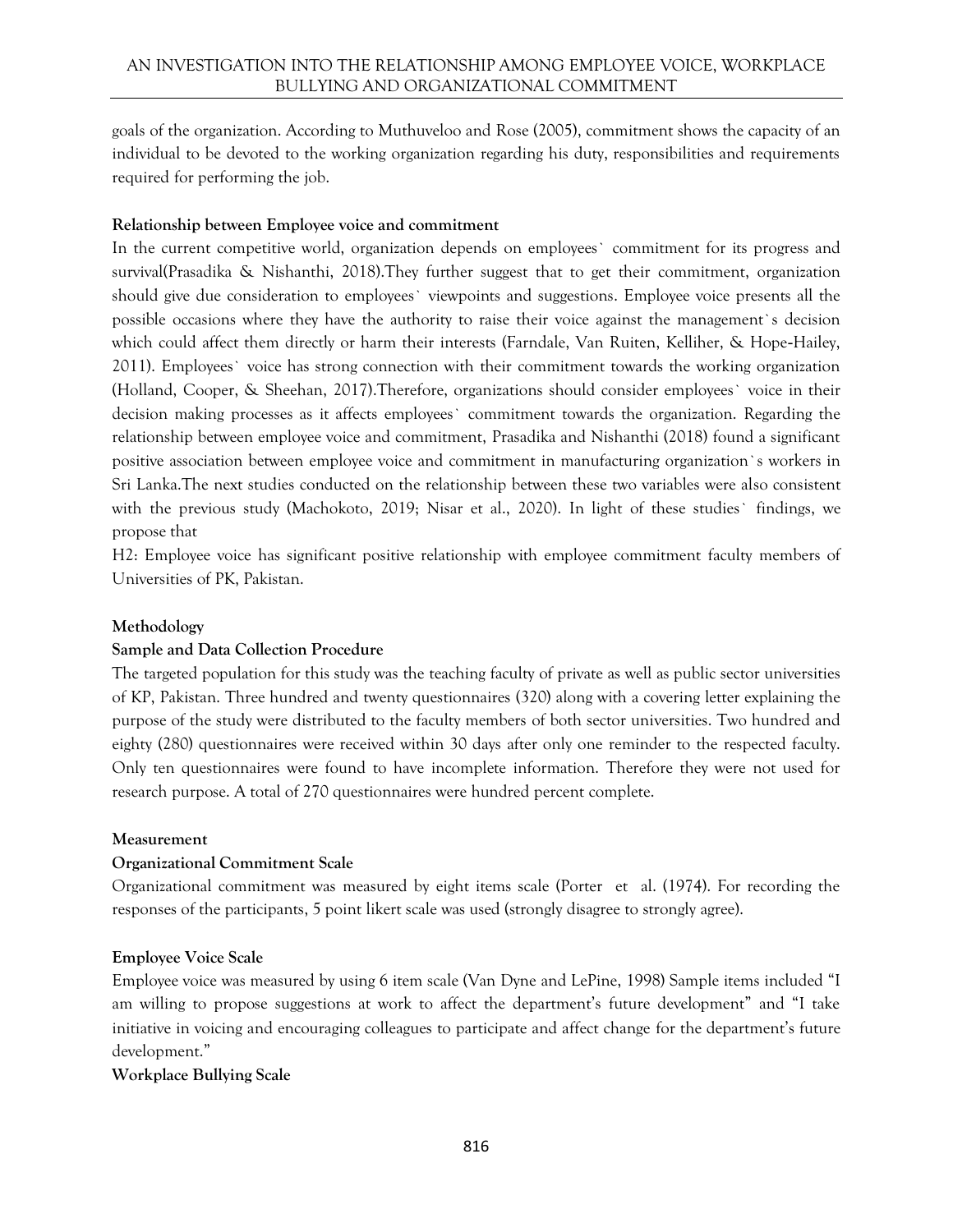goals of the organization. According to Muthuveloo and Rose (2005), commitment shows the capacity of an individual to be devoted to the working organization regarding his duty, responsibilities and requirements required for performing the job.

**Relationship between Employee voice and commitment**

In the current competitive world, organization depends on employees` commitment for its progress and survival(Prasadika & Nishanthi, 2018).They further suggest that to get their commitment, organization should give due consideration to employees` viewpoints and suggestions. Employee voice presents all the possible occasions where they have the authority to raise their voice against the management`s decision which could affect them directly or harm their interests (Farndale, Van Ruiten, Kelliher, & Hope-Hailey, 2011). Employees` voice has strong connection with their commitment towards the working organization (Holland, Cooper, & Sheehan, 2017).Therefore, organizations should consider employees` voice in their decision making processes as it affects employees` commitment towards the organization. Regarding the relationship between employee voice and commitment, Prasadika and Nishanthi (2018) found a significant positive association between employee voice and commitment in manufacturing organization`s workers in Sri Lanka.The next studies conducted on the relationship between these two variables were also consistent with the previous study (Machokoto, 2019; Nisar et al., 2020). In light of these studies` findings, we propose that

H2: Employee voice has significant positive relationship with employee commitment faculty members of Universities of PK, Pakistan.

**Methodology**

**Sample and Data Collection Procedure**

The targeted population for this study was the teaching faculty of private as well as public sector universities of KP, Pakistan. Three hundred and twenty questionnaires (320) along with a covering letter explaining the purpose of the study were distributed to the faculty members of both sector universities. Two hundred and eighty (280) questionnaires were received within 30 days after only one reminder to the respected faculty. Only ten questionnaires were found to have incomplete information. Therefore they were not used for research purpose. A total of 270 questionnaires were hundred percent complete.

**Measurement**

**Organizational Commitment Scale**

Organizational commitment was measured by eight items scale (Porter et al. (1974). For recording the responses of the participants, 5 point likert scale was used (strongly disagree to strongly agree).

**Employee Voice Scale**

Employee voice was measured by using 6 item scale (Van Dyne and LePine, 1998) Sample items included "I am willing to propose suggestions at work to affect the department's future development" and "I take initiative in voicing and encouraging colleagues to participate and affect change for the department's future development."

**Workplace Bullying Scale**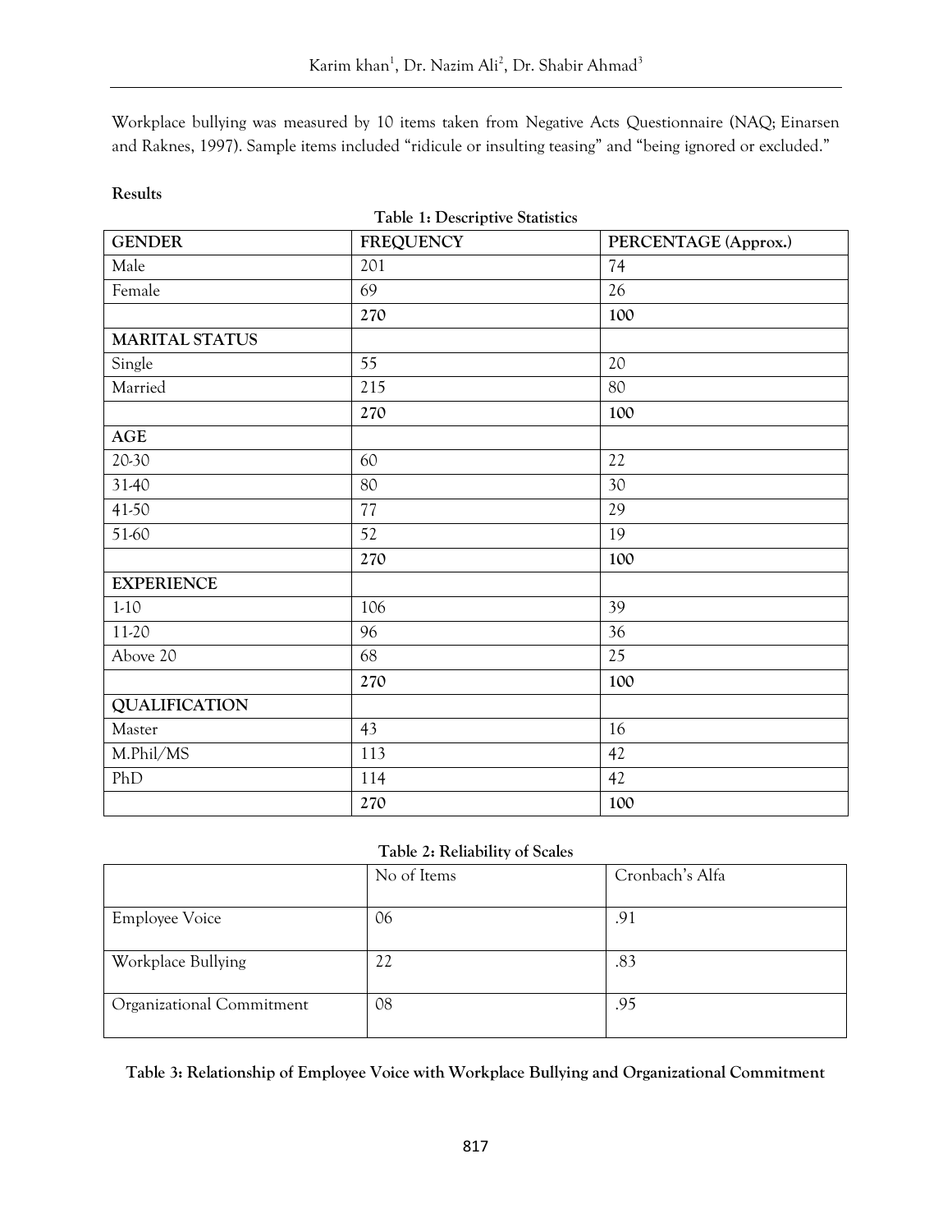Workplace bullying was measured by 10 items taken from Negative Acts Questionnaire (NAQ; Einarsen and Raknes, 1997). Sample items included "ridicule or insulting teasing" and "being ignored or excluded."

**Results**

**Table 1: Descriptive Statistics**

| GENDER | FREQUENCY | PERCENTAGE (Approx.) |
|---|---|---|
| Male | 201 | 74 |
| Female | 69 | 26 |
| | **270** | **100** |
| **MARITAL STATUS** | | |
| Single | 55 | 20 |
| Married | 215 | 80 |
| | **270** | **100** |
| **AGE** | | |
| 20-30 | 60 | 22 |
| 31-40 | 80 | 30 |
| 41-50 | 77 | 29 |
| 51-60 | 52 | 19 |
| | **270** | **100** |
| **EXPERIENCE** | | |
| 1-10 | 106 | 39 |
| 11-20 | 96 | 36 |
| Above 20 | 68 | 25 |
| | **270** | **100** |
| **QUALIFICATION** | | |
| Master | 43 | 16 |
| M.Phil/MS | 113 | 42 |
| PhD | 114 | 42 |
| | **270** | **100** |

**Table 2: Reliability of Scales**

| | No of Items | Cronbach's Alfa |
|---|---|---|
| Employee Voice | 06 | .91 |
| Workplace Bullying | 22 | .83 |
| Organizational Commitment | 08 | .95 |

**Table 3: Relationship of Employee Voice with Workplace Bullying and Organizational Commitment**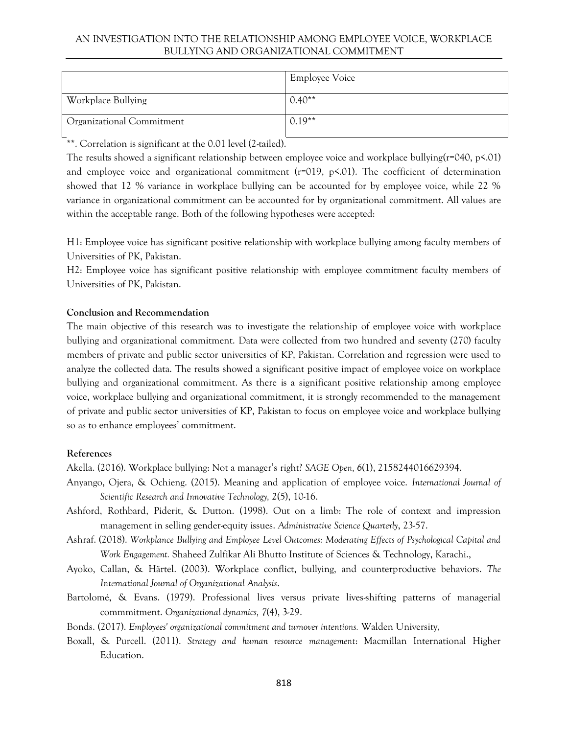| | Employee Voice |
|---|---|
| Workplace Bullying | 0.40** |
| Organizational Commitment | 0.19** |

**. Correlation is significant at the 0.01 level (2-tailed).

The results showed a significant relationship between employee voice and workplace bullying(r=040, p<.01) and employee voice and organizational commitment (r=019, p<.01). The coefficient of determination showed that 12 % variance in workplace bullying can be accounted for by employee voice, while 22 % variance in organizational commitment can be accounted for by organizational commitment. All values are within the acceptable range. Both of the following hypotheses were accepted:

H1: Employee voice has significant positive relationship with workplace bullying among faculty members of Universities of PK, Pakistan.

H2: Employee voice has significant positive relationship with employee commitment faculty members of Universities of PK, Pakistan.

## Conclusion and Recommendation

The main objective of this research was to investigate the relationship of employee voice with workplace bullying and organizational commitment. Data were collected from two hundred and seventy (270) faculty members of private and public sector universities of KP, Pakistan. Correlation and regression were used to analyze the collected data. The results showed a significant positive impact of employee voice on workplace bullying and organizational commitment. As there is a significant positive relationship among employee voice, workplace bullying and organizational commitment, it is strongly recommended to the management of private and public sector universities of KP, Pakistan to focus on employee voice and workplace bullying so as to enhance employees' commitment.

## References

Akella. (2016). Workplace bullying: Not a manager's right? *SAGE Open, 6*(1), 2158244016629394.

Anyango, Ojera, & Ochieng. (2015). Meaning and application of employee voice. *International Journal of Scientific Research and Innovative Technology, 2*(5), 10-16.

Ashford, Rothbard, Piderit, & Dutton. (1998). Out on a limb: The role of context and impression management in selling gender-equity issues. *Administrative Science Quarterly*, 23-57.

Ashraf. (2018). *Workplance Bullying and Employee Level Outcomes: Moderating Effects of Psychological Capital and Work Engagement.* Shaheed Zulfikar Ali Bhutto Institute of Sciences & Technology, Karachi.,

Ayoko, Callan, & Härtel. (2003). Workplace conflict, bullying, and counterproductive behaviors. *The International Journal of Organizational Analysis*.

Bartolomé, & Evans. (1979). Professional lives versus private lives-shifting patterns of managerial commmitment. *Organizational dynamics, 7*(4), 3-29.

Bonds. (2017). *Employees' organizational commitment and turnover intentions.* Walden University,

Boxall, & Purcell. (2011). *Strategy and human resource management*: Macmillan International Higher Education.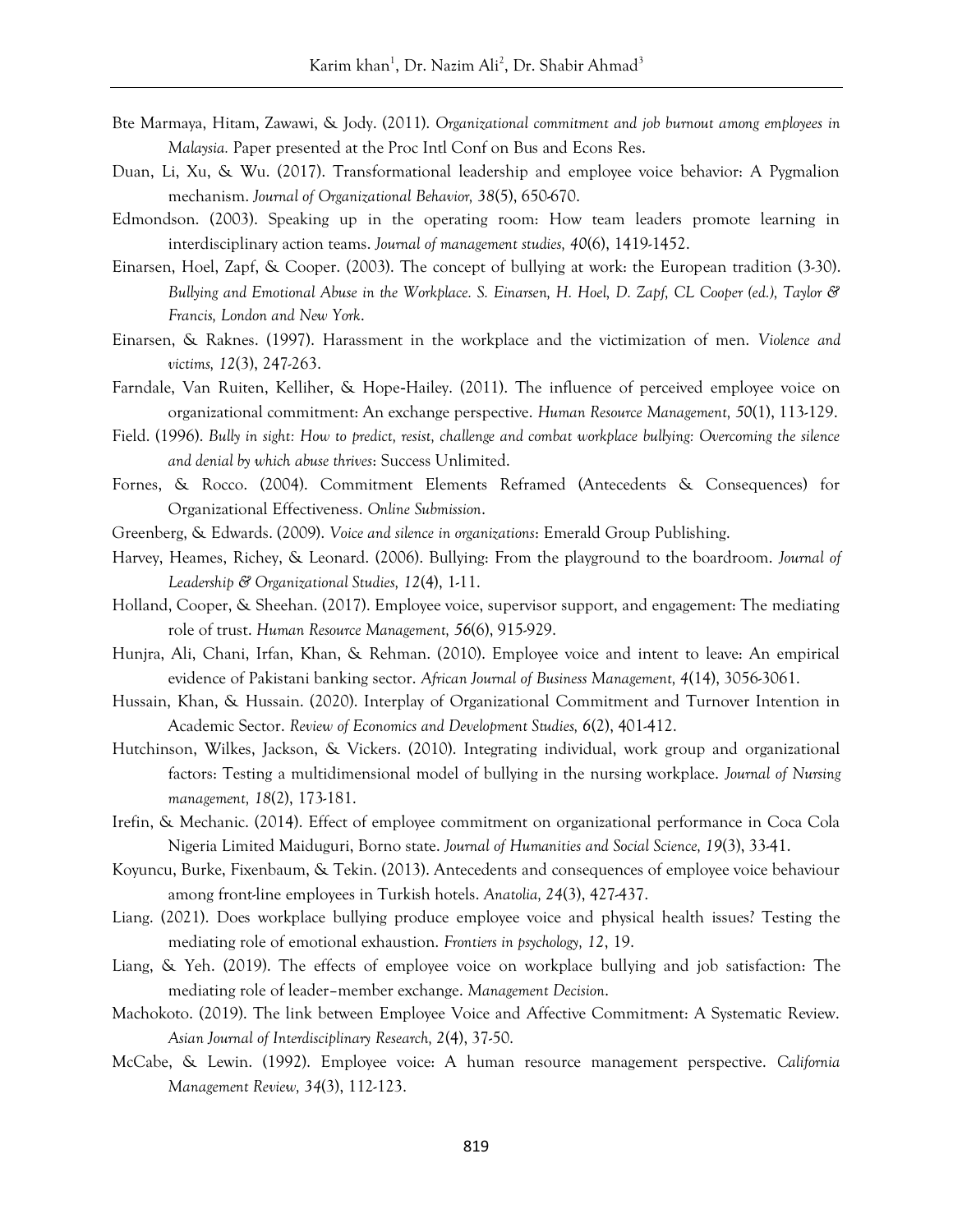Bte Marmaya, Hitam, Zawawi, & Jody. (2011). *Organizational commitment and job burnout among employees in Malaysia.* Paper presented at the Proc Intl Conf on Bus and Econs Res.

Duan, Li, Xu, & Wu. (2017). Transformational leadership and employee voice behavior: A Pygmalion mechanism. *Journal of Organizational Behavior, 38*(5), 650-670.

Edmondson. (2003). Speaking up in the operating room: How team leaders promote learning in interdisciplinary action teams. *Journal of management studies, 40*(6), 1419-1452.

Einarsen, Hoel, Zapf, & Cooper. (2003). The concept of bullying at work: the European tradition (3-30). *Bullying and Emotional Abuse in the Workplace. S. Einarsen, H. Hoel, D. Zapf, CL Cooper (ed.), Taylor & Francis, London and New York*.

Einarsen, & Raknes. (1997). Harassment in the workplace and the victimization of men. *Violence and victims, 12*(3), 247-263.

Farndale, Van Ruiten, Kelliher, & Hope-Hailey. (2011). The influence of perceived employee voice on organizational commitment: An exchange perspective. *Human Resource Management, 50*(1), 113-129.

Field. (1996). *Bully in sight: How to predict, resist, challenge and combat workplace bullying: Overcoming the silence and denial by which abuse thrives*: Success Unlimited.

Fornes, & Rocco. (2004). Commitment Elements Reframed (Antecedents & Consequences) for Organizational Effectiveness. *Online Submission*.

Greenberg, & Edwards. (2009). *Voice and silence in organizations*: Emerald Group Publishing.

Harvey, Heames, Richey, & Leonard. (2006). Bullying: From the playground to the boardroom. *Journal of Leadership & Organizational Studies, 12*(4), 1-11.

Holland, Cooper, & Sheehan. (2017). Employee voice, supervisor support, and engagement: The mediating role of trust. *Human Resource Management, 56*(6), 915-929.

Hunjra, Ali, Chani, Irfan, Khan, & Rehman. (2010). Employee voice and intent to leave: An empirical evidence of Pakistani banking sector. *African Journal of Business Management, 4*(14), 3056-3061.

Hussain, Khan, & Hussain. (2020). Interplay of Organizational Commitment and Turnover Intention in Academic Sector. *Review of Economics and Development Studies, 6*(2), 401-412.

Hutchinson, Wilkes, Jackson, & Vickers. (2010). Integrating individual, work group and organizational factors: Testing a multidimensional model of bullying in the nursing workplace. *Journal of Nursing management, 18*(2), 173-181.

Irefin, & Mechanic. (2014). Effect of employee commitment on organizational performance in Coca Cola Nigeria Limited Maiduguri, Borno state. *Journal of Humanities and Social Science, 19*(3), 33-41.

Koyuncu, Burke, Fixenbaum, & Tekin. (2013). Antecedents and consequences of employee voice behaviour among front-line employees in Turkish hotels. *Anatolia, 24*(3), 427-437.

Liang. (2021). Does workplace bullying produce employee voice and physical health issues? Testing the mediating role of emotional exhaustion. *Frontiers in psychology, 12*, 19.

Liang, & Yeh. (2019). The effects of employee voice on workplace bullying and job satisfaction: The mediating role of leader–member exchange. *Management Decision*.

Machokoto. (2019). The link between Employee Voice and Affective Commitment: A Systematic Review. *Asian Journal of Interdisciplinary Research, 2*(4), 37-50.

McCabe, & Lewin. (1992). Employee voice: A human resource management perspective. *California Management Review, 34*(3), 112-123.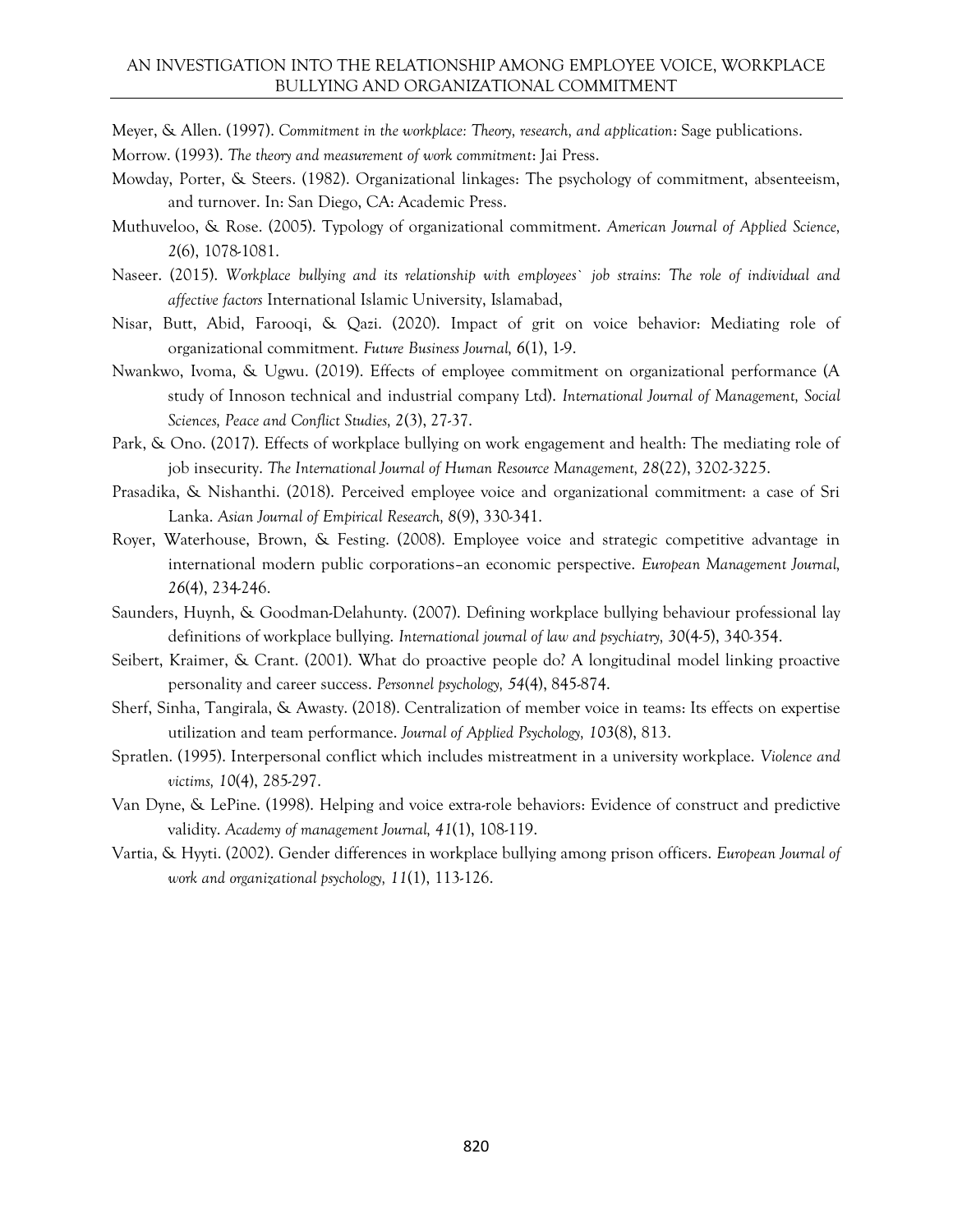Meyer, & Allen. (1997). *Commitment in the workplace: Theory, research, and application*: Sage publications.

Morrow. (1993). *The theory and measurement of work commitment*: Jai Press.

Mowday, Porter, & Steers. (1982). Organizational linkages: The psychology of commitment, absenteeism, and turnover. In: San Diego, CA: Academic Press.

Muthuveloo, & Rose. (2005). Typology of organizational commitment. *American Journal of Applied Science, 2*(6), 1078-1081.

Naseer. (2015). *Workplace bullying and its relationship with employees` job strains: The role of individual and affective factors* International Islamic University, Islamabad,

Nisar, Butt, Abid, Farooqi, & Qazi. (2020). Impact of grit on voice behavior: Mediating role of organizational commitment. *Future Business Journal, 6*(1), 1-9.

Nwankwo, Ivoma, & Ugwu. (2019). Effects of employee commitment on organizational performance (A study of Innoson technical and industrial company Ltd). *International Journal of Management, Social Sciences, Peace and Conflict Studies, 2*(3), 27-37.

Park, & Ono. (2017). Effects of workplace bullying on work engagement and health: The mediating role of job insecurity. *The International Journal of Human Resource Management, 28*(22), 3202-3225.

Prasadika, & Nishanthi. (2018). Perceived employee voice and organizational commitment: a case of Sri Lanka. *Asian Journal of Empirical Research, 8*(9), 330-341.

Royer, Waterhouse, Brown, & Festing. (2008). Employee voice and strategic competitive advantage in international modern public corporations–an economic perspective. *European Management Journal, 26*(4), 234-246.

Saunders, Huynh, & Goodman-Delahunty. (2007). Defining workplace bullying behaviour professional lay definitions of workplace bullying. *International journal of law and psychiatry, 30*(4-5), 340-354.

Seibert, Kraimer, & Crant. (2001). What do proactive people do? A longitudinal model linking proactive personality and career success. *Personnel psychology, 54*(4), 845-874.

Sherf, Sinha, Tangirala, & Awasty. (2018). Centralization of member voice in teams: Its effects on expertise utilization and team performance. *Journal of Applied Psychology, 103*(8), 813.

Spratlen. (1995). Interpersonal conflict which includes mistreatment in a university workplace. *Violence and victims, 10*(4), 285-297.

Van Dyne, & LePine. (1998). Helping and voice extra-role behaviors: Evidence of construct and predictive validity. *Academy of management Journal, 41*(1), 108-119.

Vartia, & Hyyti. (2002). Gender differences in workplace bullying among prison officers. *European Journal of work and organizational psychology, 11*(1), 113-126.